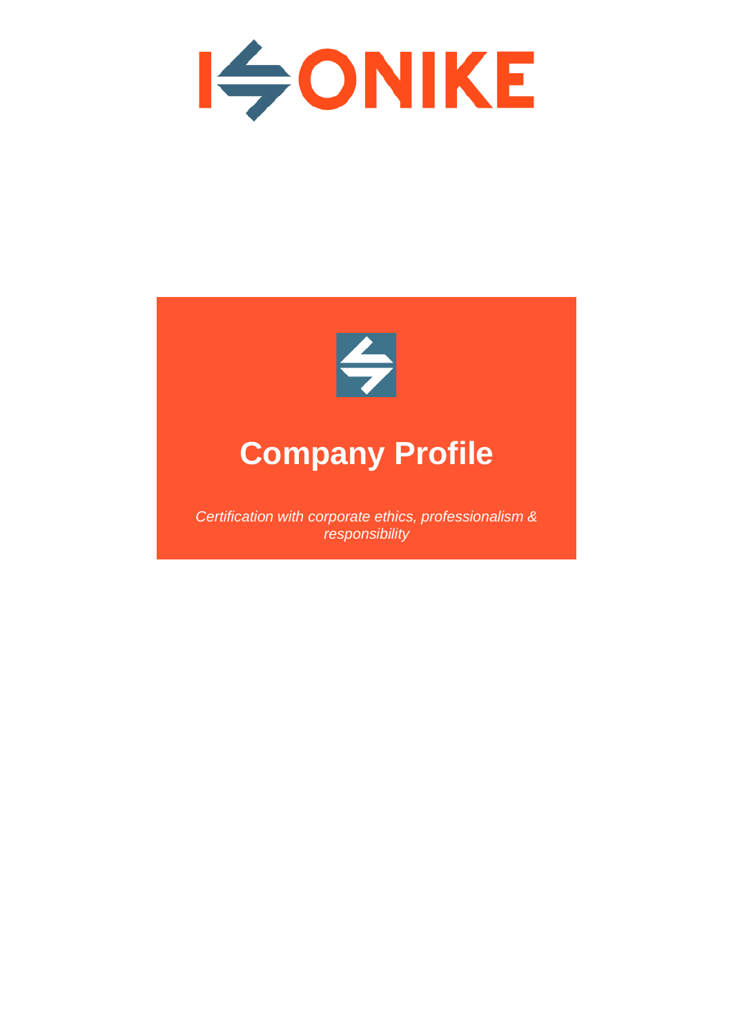# ISONIKE

## Company Profile

*Certification with corporate ethics, professionalism & responsibility*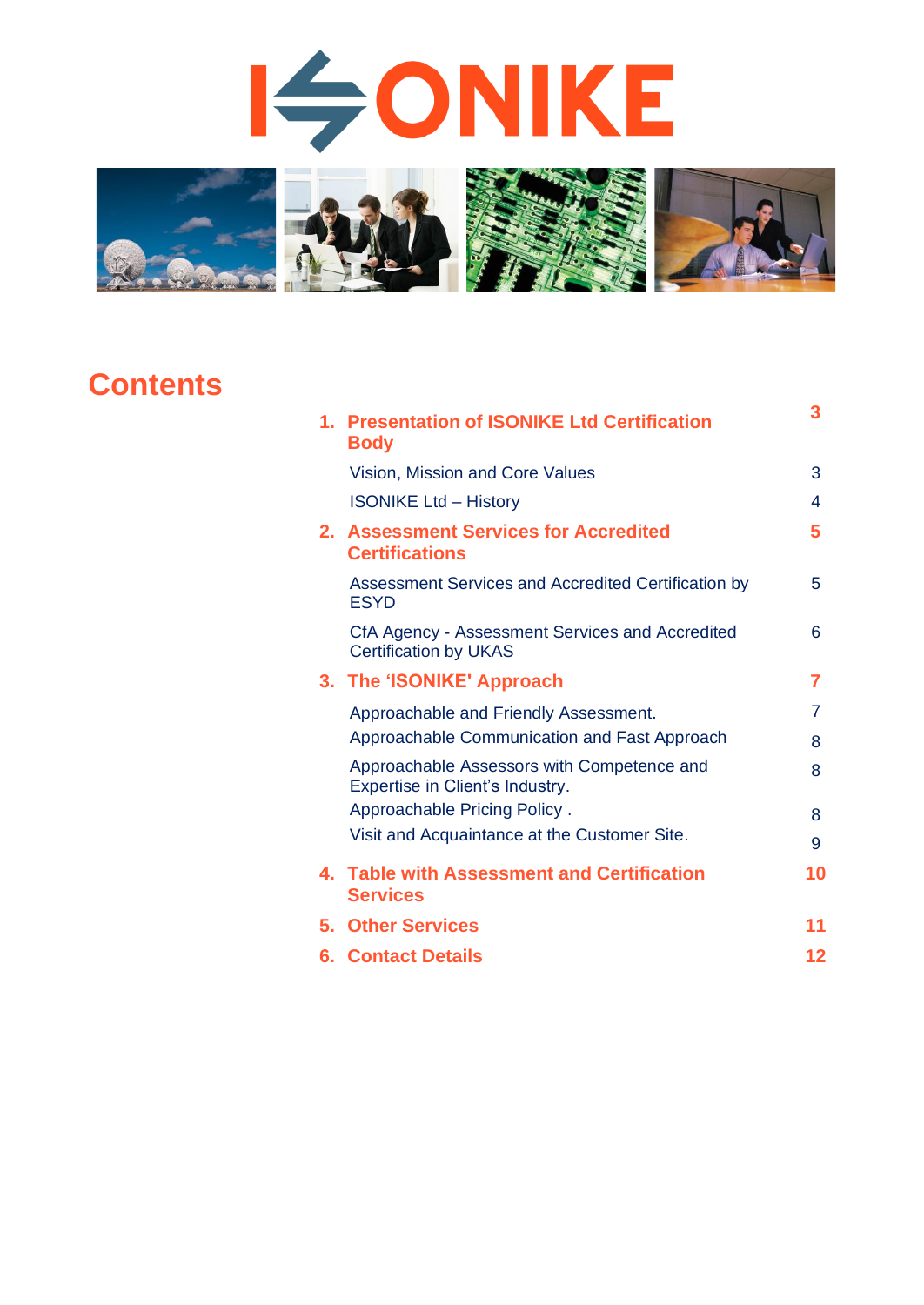# ISONIKE

# Contents

| | |
|---|---|
| **1. Presentation of ISONIKE Ltd Certification Body** | **3** |
| Vision, Mission and Core Values | 3 |
| ISONIKE Ltd – History | 4 |
| **2. Assessment Services for Accredited Certifications** | **5** |
| Assessment Services and Accredited Certification by ESYD | 5 |
| CfA Agency - Assessment Services and Accredited Certification by UKAS | 6 |
| **3. The 'ISONIKE' Approach** | **7** |
| Approachable and Friendly Assessment. | 7 |
| Approachable Communication and Fast Approach | 8 |
| Approachable Assessors with Competence and Expertise in Client's Industry. | 8 |
| Approachable Pricing Policy . | 8 |
| Visit and Acquaintance at the Customer Site. | 9 |
| **4. Table with Assessment and Certification Services** | **10** |
| **5. Other Services** | **11** |
| **6. Contact Details** | **12** |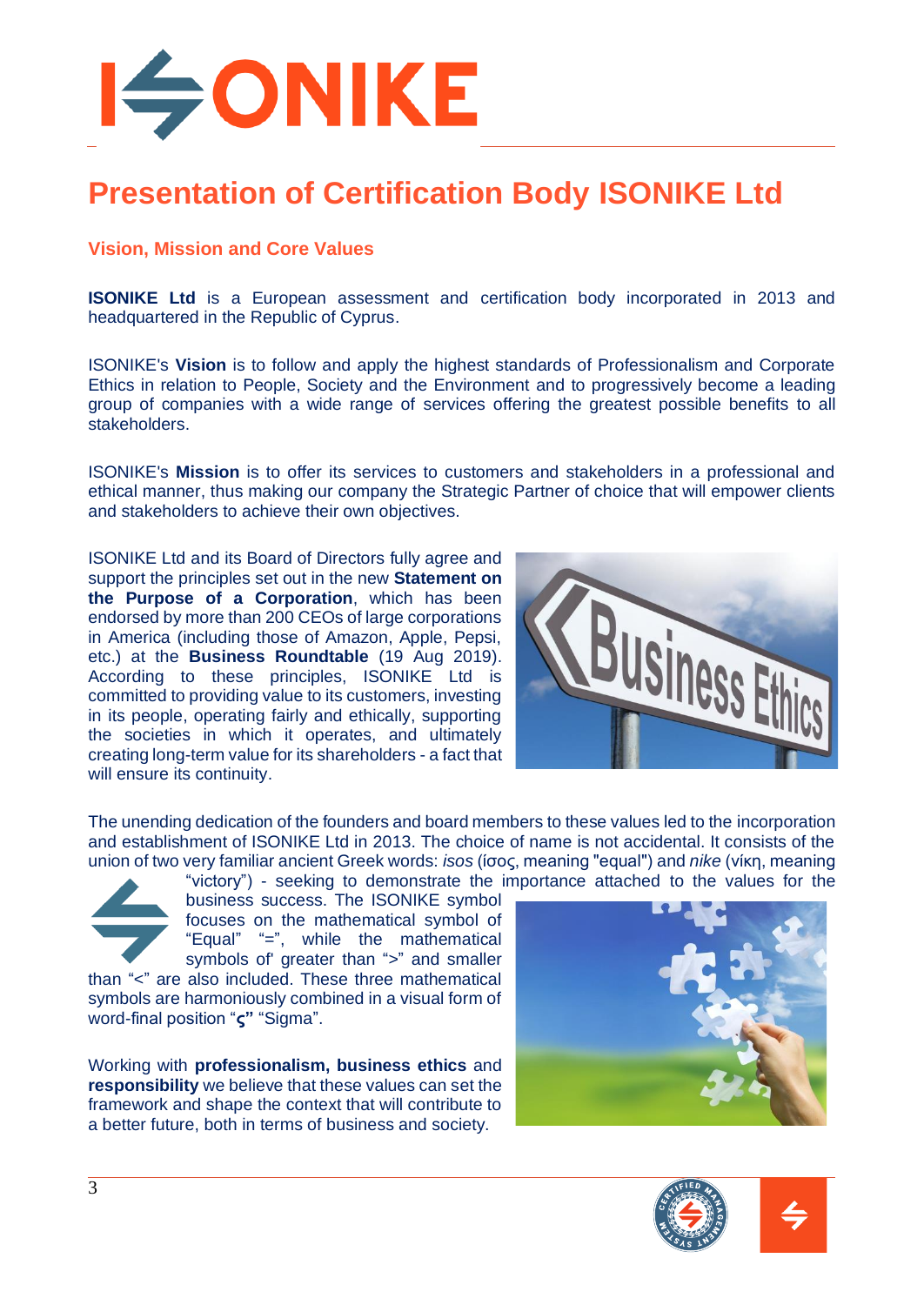# Presentation of Certification Body ISONIKE Ltd

## Vision, Mission and Core Values

**ISONIKE Ltd** is a European assessment and certification body incorporated in 2013 and headquartered in the Republic of Cyprus.

ISONIKE's **Vision** is to follow and apply the highest standards of Professionalism and Corporate Ethics in relation to People, Society and the Environment and to progressively become a leading group of companies with a wide range of services offering the greatest possible benefits to all stakeholders.

ISONIKE's **Mission** is to offer its services to customers and stakeholders in a professional and ethical manner, thus making our company the Strategic Partner of choice that will empower clients and stakeholders to achieve their own objectives.

ISONIKE Ltd and its Board of Directors fully agree and support the principles set out in the new **Statement on the Purpose of a Corporation**, which has been endorsed by more than 200 CEOs of large corporations in America (including those of Amazon, Apple, Pepsi, etc.) at the **Business Roundtable** (19 Aug 2019). According to these principles, ISONIKE Ltd is committed to providing value to its customers, investing in its people, operating fairly and ethically, supporting the societies in which it operates, and ultimately creating long-term value for its shareholders - a fact that will ensure its continuity.

The unending dedication of the founders and board members to these values led to the incorporation and establishment of ISONIKE Ltd in 2013. The choice of name is not accidental. It consists of the union of two very familiar ancient Greek words: *isos* (ίσος, meaning "equal") and *nike* (νίκη, meaning "victory") - seeking to demonstrate the importance attached to the values for the business success. The ISONIKE symbol focuses on the mathematical symbol of "Equal" "=", while the mathematical symbols of' greater than ">" and smaller than "<" are also included. These three mathematical symbols are harmoniously combined in a visual form of word-final position "**ς**" "Sigma".

Working with **professionalism, business ethics** and **responsibility** we believe that these values can set the framework and shape the context that will contribute to a better future, both in terms of business and society.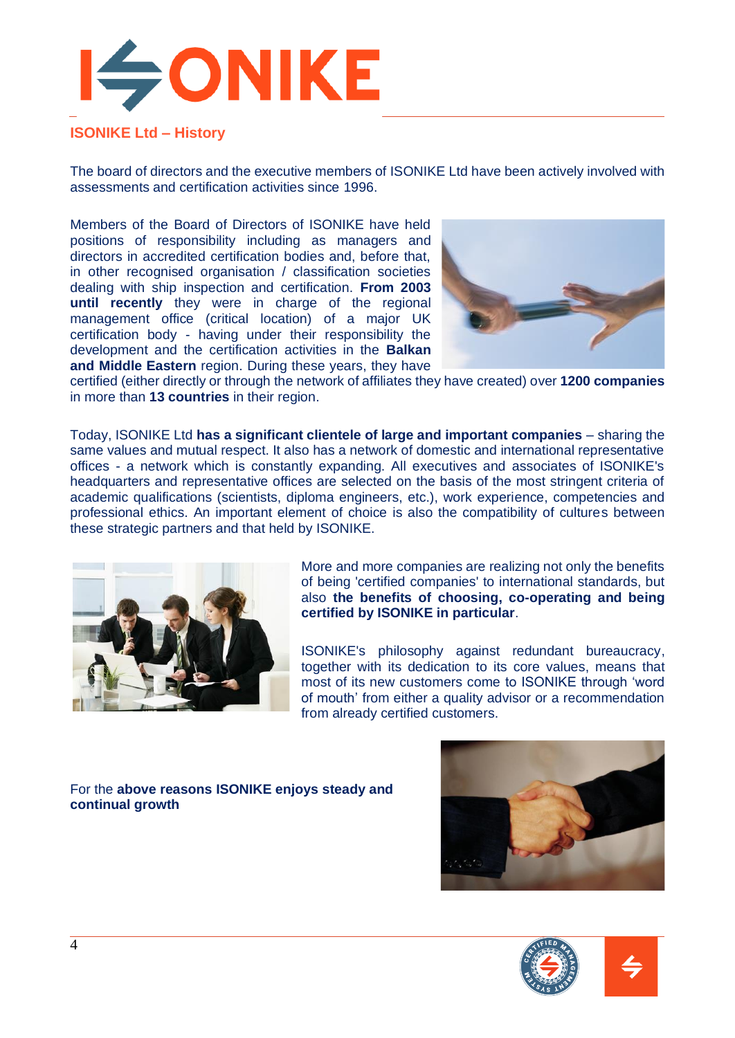## ISONIKE Ltd – History

The board of directors and the executive members of ISONIKE Ltd have been actively involved with assessments and certification activities since 1996.

Members of the Board of Directors of ISONIKE have held positions of responsibility including as managers and directors in accredited certification bodies and, before that, in other recognised organisation / classification societies dealing with ship inspection and certification. **From 2003 until recently** they were in charge of the regional management office (critical location) of a major UK certification body - having under their responsibility the development and the certification activities in the **Balkan and Middle Eastern** region. During these years, they have certified (either directly or through the network of affiliates they have created) over **1200 companies** in more than **13 countries** in their region.

Today, ISONIKE Ltd **has a significant clientele of large and important companies** – sharing the same values and mutual respect. It also has a network of domestic and international representative offices - a network which is constantly expanding. All executives and associates of ISONIKE's headquarters and representative offices are selected on the basis of the most stringent criteria of academic qualifications (scientists, diploma engineers, etc.), work experience, competencies and professional ethics. An important element of choice is also the compatibility of cultures between these strategic partners and that held by ISONIKE.

More and more companies are realizing not only the benefits of being 'certified companies' to international standards, but also **the benefits of choosing, co-operating and being certified by ISONIKE in particular**.

ISONIKE's philosophy against redundant bureaucracy, together with its dedication to its core values, means that most of its new customers come to ISONIKE through 'word of mouth' from either a quality advisor or a recommendation from already certified customers.

For the **above reasons ISONIKE enjoys steady and continual growth**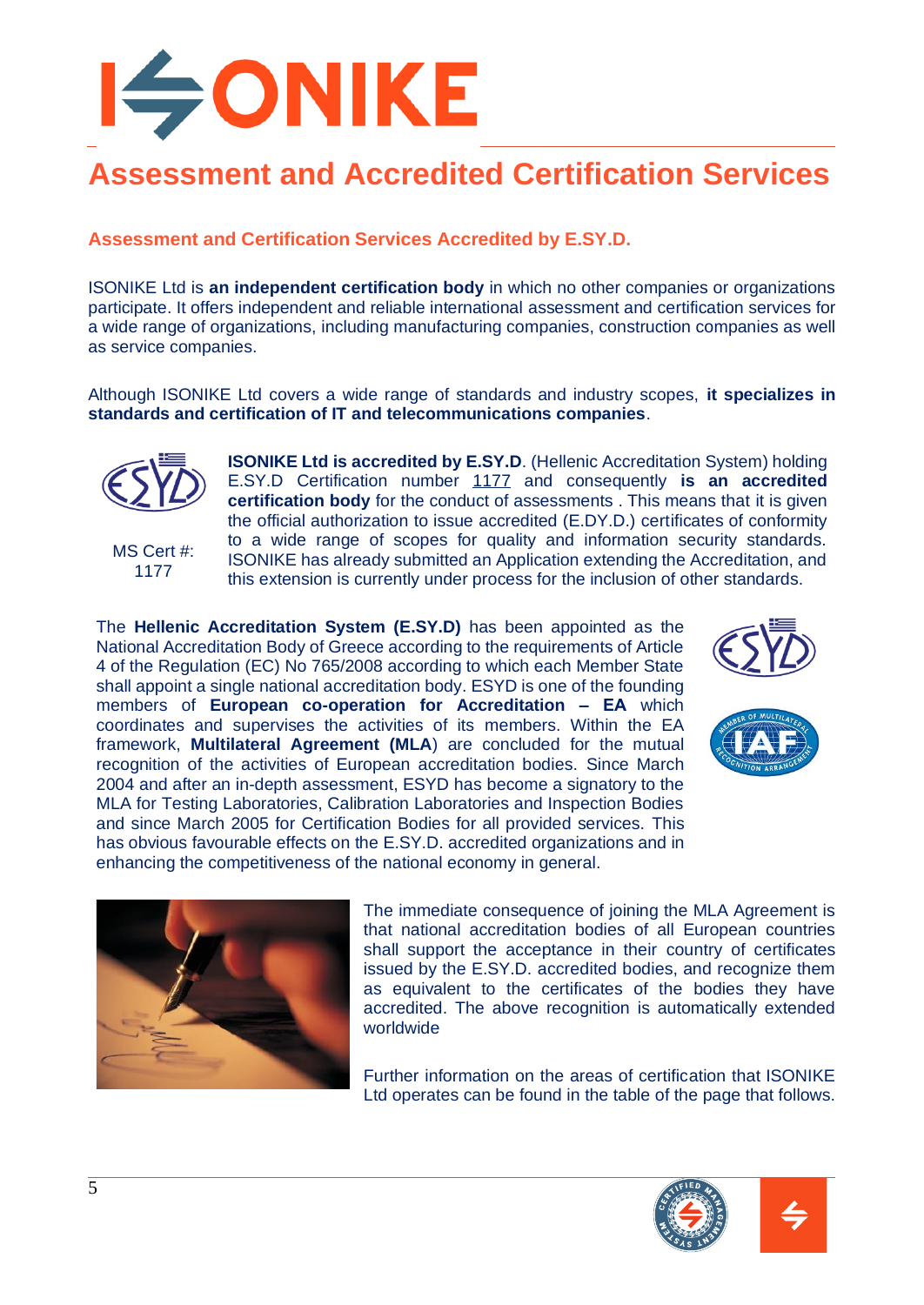# ISONIKE

## Assessment and Accredited Certification Services

### Assessment and Certification Services Accredited by E.SY.D.

ISONIKE Ltd is **an independent certification body** in which no other companies or organizations participate. It offers independent and reliable international assessment and certification services for a wide range of organizations, including manufacturing companies, construction companies as well as service companies.

Although ISONIKE Ltd covers a wide range of standards and industry scopes, **it specializes in standards and certification of IT and telecommunications companies**.

MS Cert #: 1177

**ISONIKE Ltd is accredited by E.SY.D**. (Hellenic Accreditation System) holding E.SY.D Certification number 1177 and consequently **is an accredited certification body** for the conduct of assessments . This means that it is given the official authorization to issue accredited (E.DY.D.) certificates of conformity to a wide range of scopes for quality and information security standards. ISONIKE has already submitted an Application extending the Accreditation, and this extension is currently under process for the inclusion of other standards.

The **Hellenic Accreditation System (E.SY.D)** has been appointed as the National Accreditation Body of Greece according to the requirements of Article 4 of the Regulation (EC) No 765/2008 according to which each Member State shall appoint a single national accreditation body. ESYD is one of the founding members of **European co-operation for Accreditation – EA** which coordinates and supervises the activities of its members. Within the EA framework, **Multilateral Agreement (MLA**) are concluded for the mutual recognition of the activities of European accreditation bodies. Since March 2004 and after an in-depth assessment, ESYD has become a signatory to the MLA for Testing Laboratories, Calibration Laboratories and Inspection Bodies and since March 2005 for Certification Bodies for all provided services. This has obvious favourable effects on the E.SY.D. accredited organizations and in enhancing the competitiveness of the national economy in general.

The immediate consequence of joining the MLA Agreement is that national accreditation bodies of all European countries shall support the acceptance in their country of certificates issued by the E.SY.D. accredited bodies, and recognize them as equivalent to the certificates of the bodies they have accredited. The above recognition is automatically extended worldwide

Further information on the areas of certification that ISONIKE Ltd operates can be found in the table of the page that follows.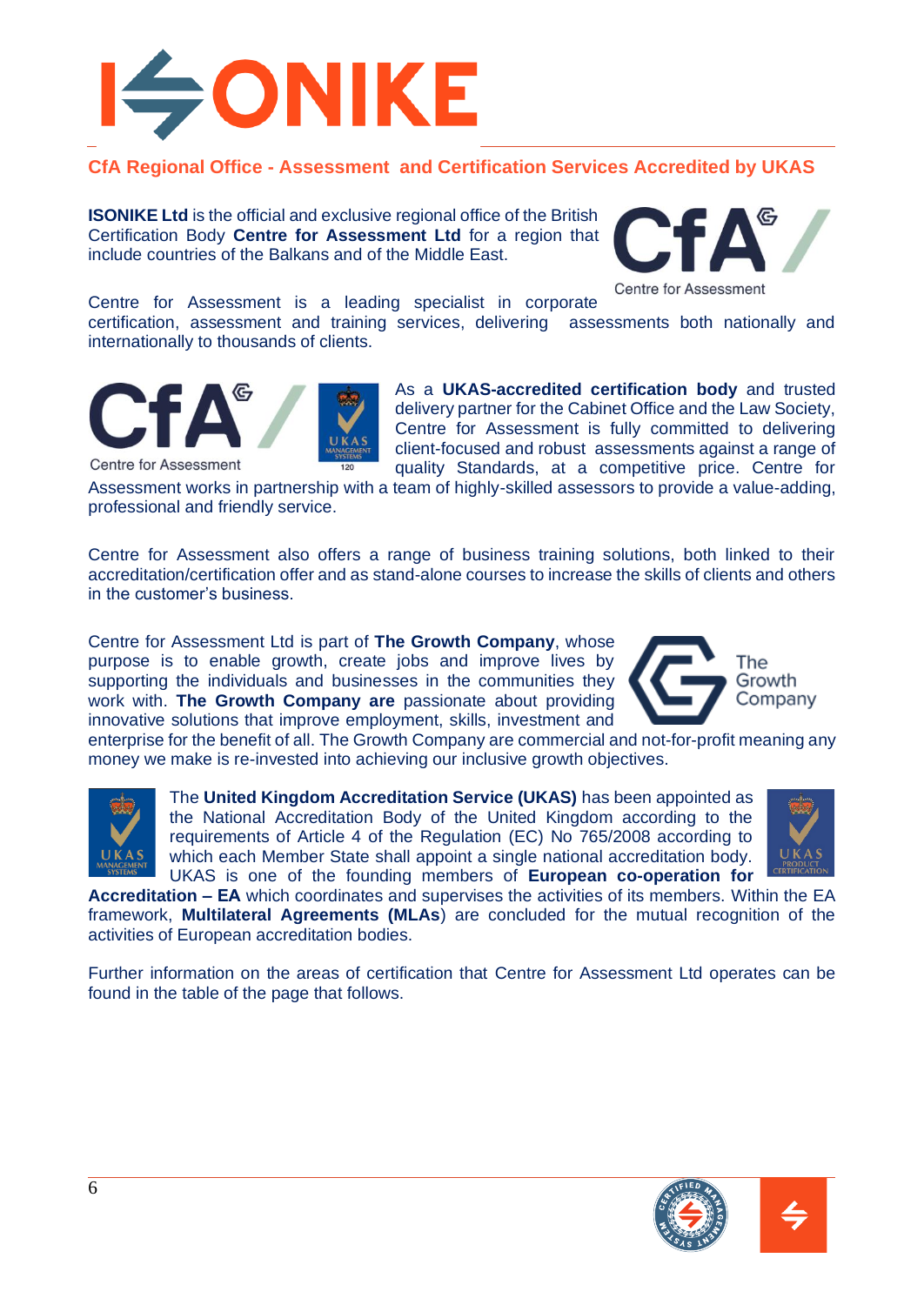## CfA Regional Office - Assessment and Certification Services Accredited by UKAS

**ISONIKE Ltd** is the official and exclusive regional office of the British Certification Body **Centre for Assessment Ltd** for a region that include countries of the Balkans and of the Middle East.

Centre for Assessment is a leading specialist in corporate certification, assessment and training services, delivering assessments both nationally and internationally to thousands of clients.

As a **UKAS-accredited certification body** and trusted delivery partner for the Cabinet Office and the Law Society, Centre for Assessment is fully committed to delivering client-focused and robust assessments against a range of quality Standards, at a competitive price. Centre for Assessment works in partnership with a team of highly-skilled assessors to provide a value-adding, professional and friendly service.

Centre for Assessment also offers a range of business training solutions, both linked to their accreditation/certification offer and as stand-alone courses to increase the skills of clients and others in the customer's business.

Centre for Assessment Ltd is part of **The Growth Company**, whose purpose is to enable growth, create jobs and improve lives by supporting the individuals and businesses in the communities they work with. **The Growth Company are** passionate about providing innovative solutions that improve employment, skills, investment and enterprise for the benefit of all. The Growth Company are commercial and not-for-profit meaning any money we make is re-invested into achieving our inclusive growth objectives.

The **United Kingdom Accreditation Service (UKAS)** has been appointed as the National Accreditation Body of the United Kingdom according to the requirements of Article 4 of the Regulation (EC) No 765/2008 according to which each Member State shall appoint a single national accreditation body. UKAS is one of the founding members of **European co-operation for Accreditation – EA** which coordinates and supervises the activities of its members. Within the EA framework, **Multilateral Agreements (MLAs**) are concluded for the mutual recognition of the activities of European accreditation bodies.

Further information on the areas of certification that Centre for Assessment Ltd operates can be found in the table of the page that follows.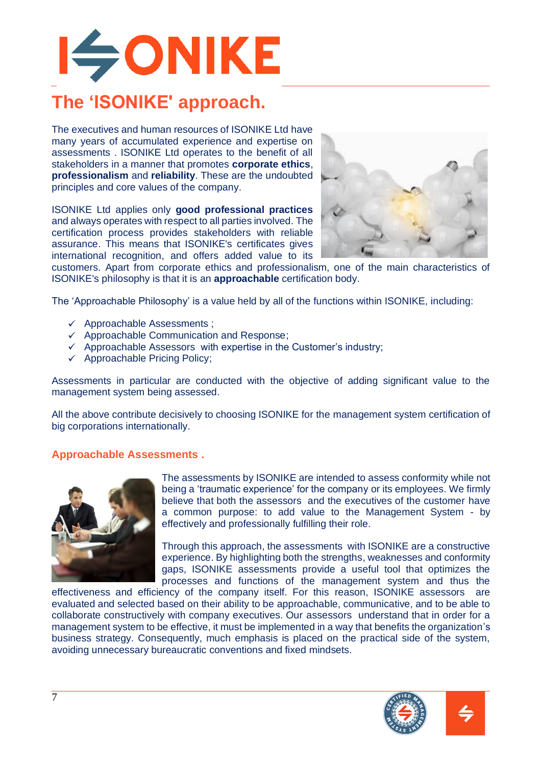# The 'ISONIKE' approach.

The executives and human resources of ISONIKE Ltd have many years of accumulated experience and expertise on assessments . ISONIKE Ltd operates to the benefit of all stakeholders in a manner that promotes **corporate ethics**, **professionalism** and **reliability**. These are the undoubted principles and core values of the company.

ISONIKE Ltd applies only **good professional practices** and always operates with respect to all parties involved. The certification process provides stakeholders with reliable assurance. This means that ISONIKE's certificates gives international recognition, and offers added value to its customers. Apart from corporate ethics and professionalism, one of the main characteristics of ISONIKE's philosophy is that it is an **approachable** certification body.

The 'Approachable Philosophy' is a value held by all of the functions within ISONIKE, including:

- ✓ Approachable Assessments ;
- ✓ Approachable Communication and Response;
- ✓ Approachable Assessors with expertise in the Customer's industry;
- ✓ Approachable Pricing Policy;

Assessments in particular are conducted with the objective of adding significant value to the management system being assessed.

All the above contribute decisively to choosing ISONIKE for the management system certification of big corporations internationally.

## Approachable Assessments .

The assessments by ISONIKE are intended to assess conformity while not being a 'traumatic experience' for the company or its employees. We firmly believe that both the assessors and the executives of the customer have a common purpose: to add value to the Management System - by effectively and professionally fulfilling their role.

Through this approach, the assessments with ISONIKE are a constructive experience. By highlighting both the strengths, weaknesses and conformity gaps, ISONIKE assessments provide a useful tool that optimizes the processes and functions of the management system and thus the effectiveness and efficiency of the company itself. For this reason, ISONIKE assessors are evaluated and selected based on their ability to be approachable, communicative, and to be able to collaborate constructively with company executives. Our assessors understand that in order for a management system to be effective, it must be implemented in a way that benefits the organization's business strategy. Consequently, much emphasis is placed on the practical side of the system, avoiding unnecessary bureaucratic conventions and fixed mindsets.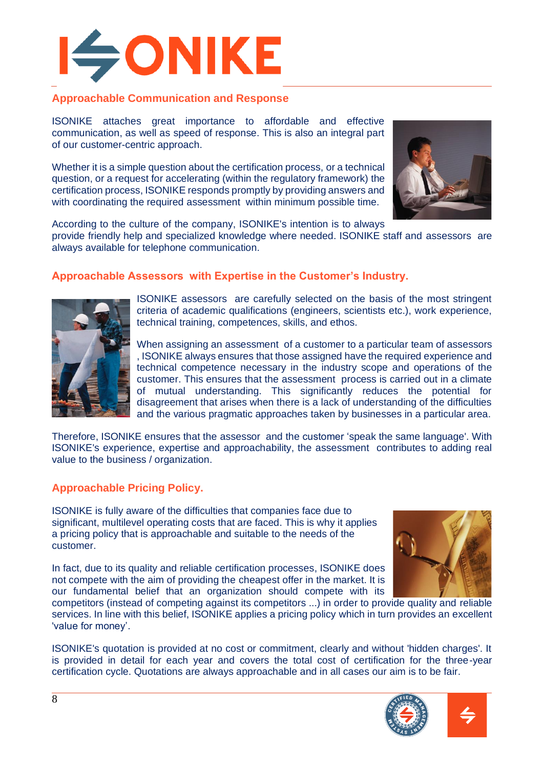## Approachable Communication and Response

ISONIKE attaches great importance to affordable and effective communication, as well as speed of response. This is also an integral part of our customer-centric approach.

Whether it is a simple question about the certification process, or a technical question, or a request for accelerating (within the regulatory framework) the certification process, ISONIKE responds promptly by providing answers and with coordinating the required assessment within minimum possible time.

According to the culture of the company, ISONIKE's intention is to always provide friendly help and specialized knowledge where needed. ISONIKE staff and assessors are always available for telephone communication.

## Approachable Assessors with Expertise in the Customer's Industry.

ISONIKE assessors are carefully selected on the basis of the most stringent criteria of academic qualifications (engineers, scientists etc.), work experience, technical training, competences, skills, and ethos.

When assigning an assessment of a customer to a particular team of assessors , ISONIKE always ensures that those assigned have the required experience and technical competence necessary in the industry scope and operations of the customer. This ensures that the assessment process is carried out in a climate of mutual understanding. This significantly reduces the potential for disagreement that arises when there is a lack of understanding of the difficulties and the various pragmatic approaches taken by businesses in a particular area.

Therefore, ISONIKE ensures that the assessor and the customer 'speak the same language'. With ISONIKE's experience, expertise and approachability, the assessment contributes to adding real value to the business / organization.

## Approachable Pricing Policy.

ISONIKE is fully aware of the difficulties that companies face due to significant, multilevel operating costs that are faced. This is why it applies a pricing policy that is approachable and suitable to the needs of the customer.

In fact, due to its quality and reliable certification processes, ISONIKE does not compete with the aim of providing the cheapest offer in the market. It is our fundamental belief that an organization should compete with its competitors (instead of competing against its competitors ...) in order to provide quality and reliable services. In line with this belief, ISONIKE applies a pricing policy which in turn provides an excellent 'value for money'.

ISONIKE's quotation is provided at no cost or commitment, clearly and without 'hidden charges'. It is provided in detail for each year and covers the total cost of certification for the three-year certification cycle. Quotations are always approachable and in all cases our aim is to be fair.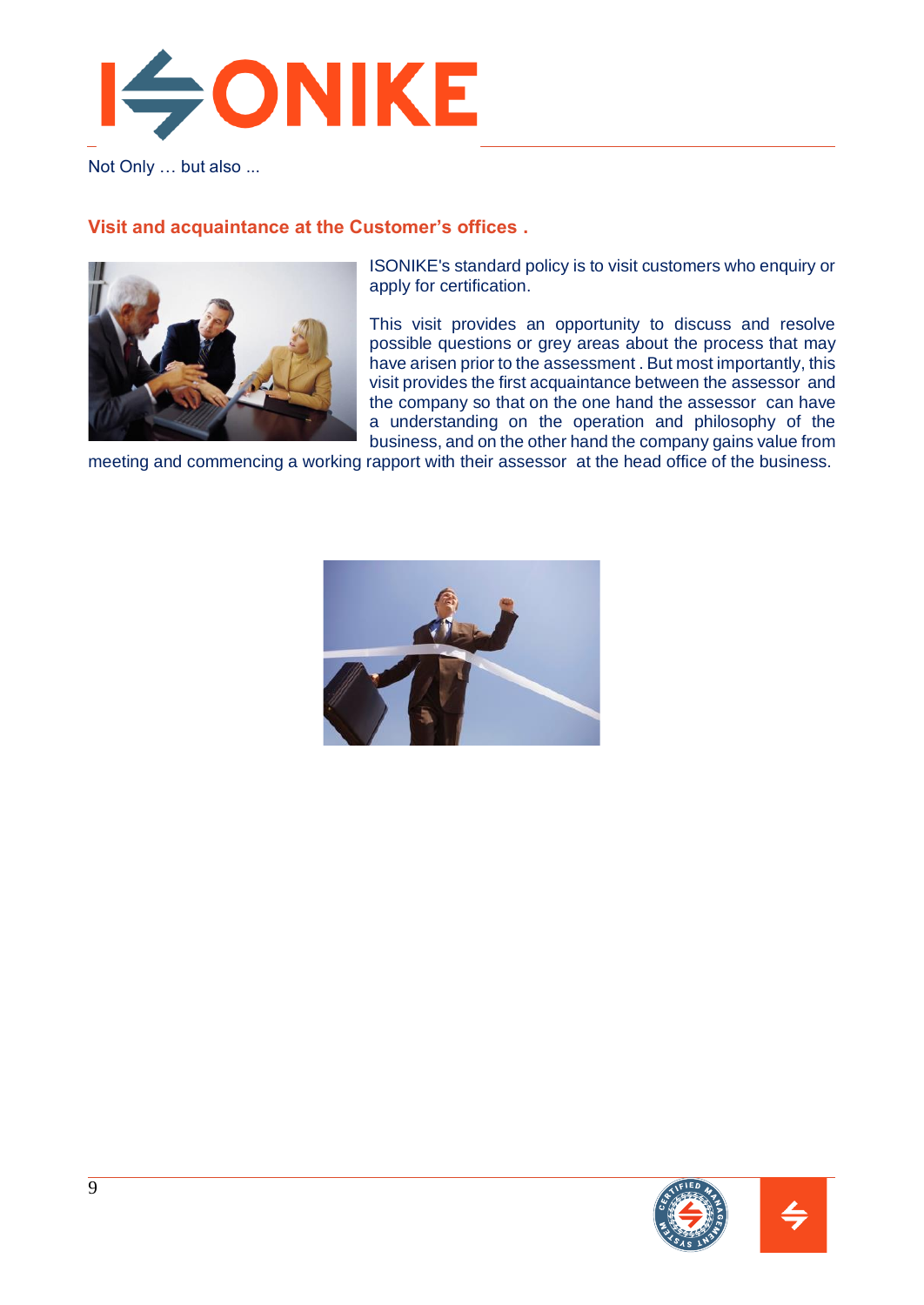Not Only … but also ...

## Visit and acquaintance at the Customer's offices .

ISONIKE's standard policy is to visit customers who enquiry or apply for certification.

This visit provides an opportunity to discuss and resolve possible questions or grey areas about the process that may have arisen prior to the assessment . But most importantly, this visit provides the first acquaintance between the assessor and the company so that on the one hand the assessor can have a understanding on the operation and philosophy of the business, and on the other hand the company gains value from meeting and commencing a working rapport with their assessor at the head office of the business.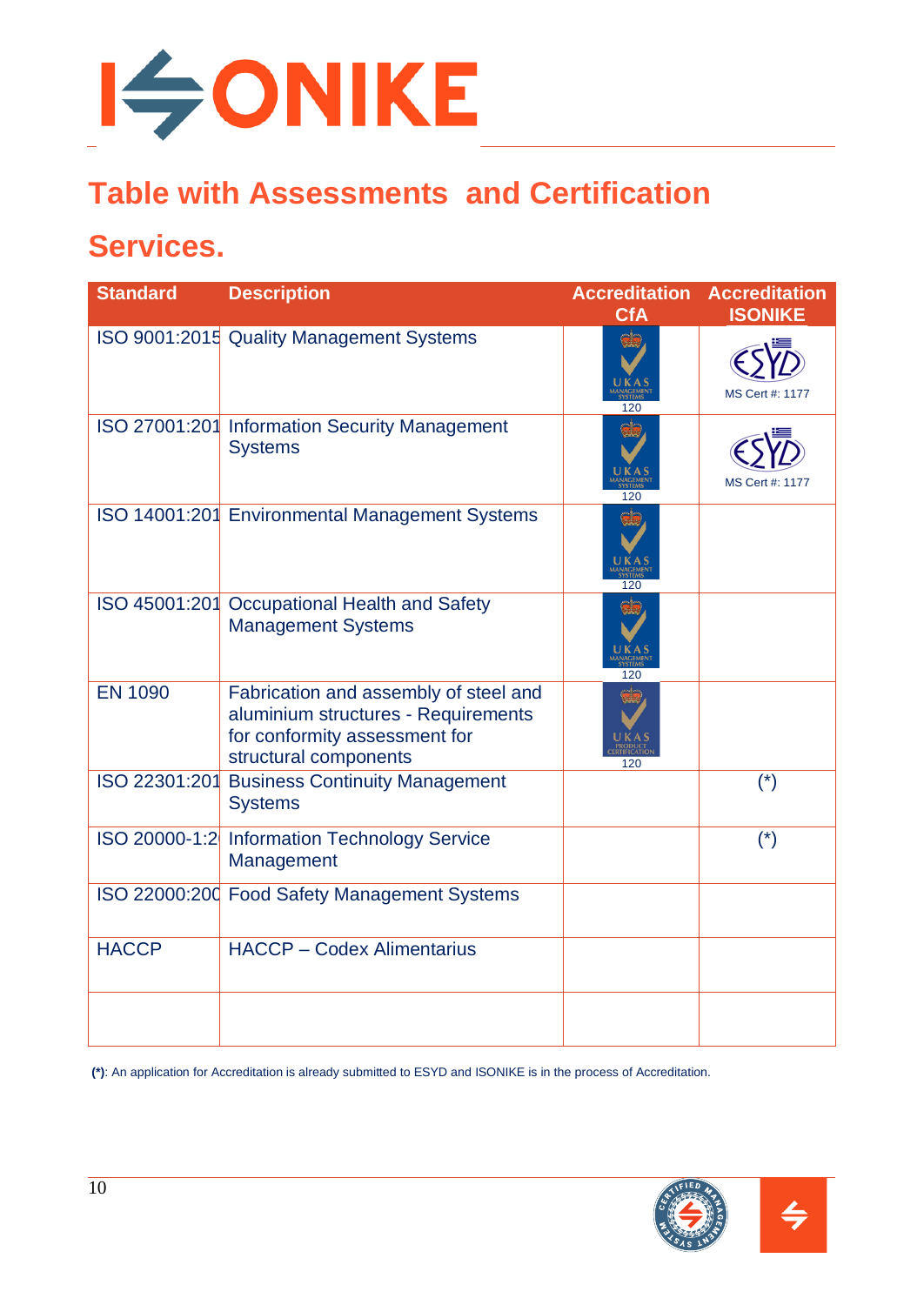# Table with Assessments and Certification Services.

| Standard | Description | Accreditation CfA | Accreditation ISONIKE |
|---|---|---|---|
| ISO 9001:2015 | Quality Management Systems | UKAS MANAGEMENT SYSTEMS 120 | ESYD MS Cert #: 1177 |
| ISO 27001:201 | Information Security Management Systems | UKAS MANAGEMENT SYSTEMS 120 | ESYD MS Cert #: 1177 |
| ISO 14001:201 | Environmental Management Systems | UKAS MANAGEMENT SYSTEMS 120 | |
| ISO 45001:201 | Occupational Health and Safety Management Systems | UKAS MANAGEMENT SYSTEMS 120 | |
| EN 1090 | Fabrication and assembly of steel and aluminium structures - Requirements for conformity assessment for structural components | UKAS PRODUCT CERTIFICATION 120 | |
| ISO 22301:201 | Business Continuity Management Systems | | (*) |
| ISO 20000-1:2 | Information Technology Service Management | | (*) |
| ISO 22000:200 | Food Safety Management Systems | | |
| HACCP | HACCP – Codex Alimentarius | | |
| | | | |

**(*)**: An application for Accreditation is already submitted to ESYD and ISONIKE is in the process of Accreditation.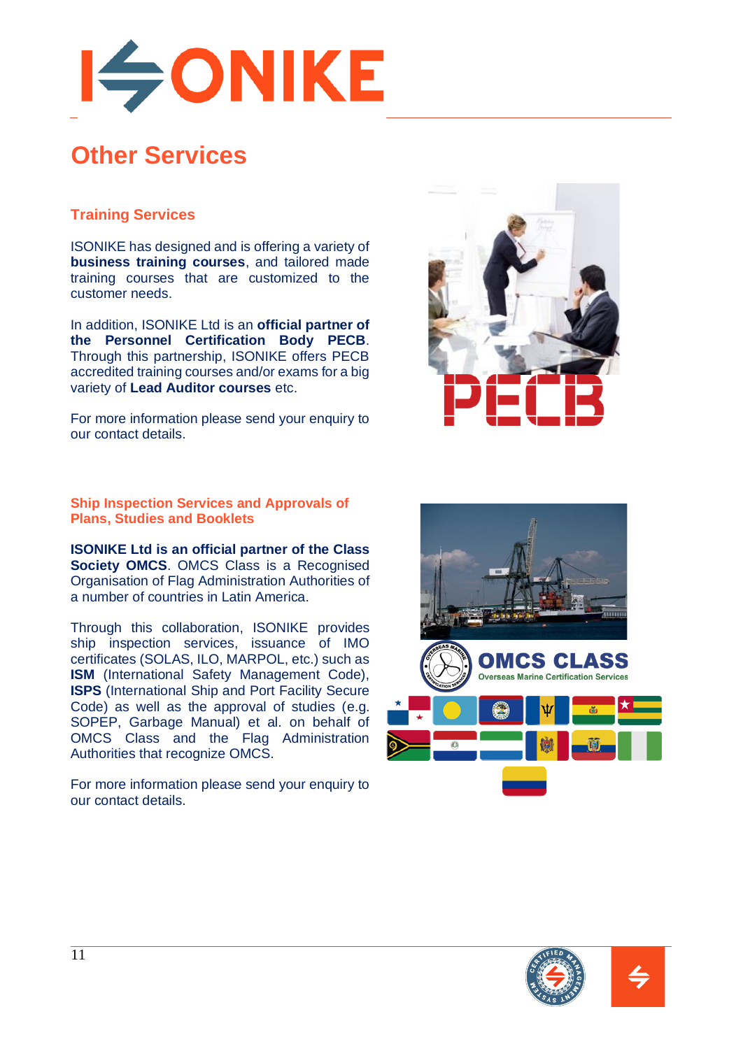## Other Services

### Training Services

ISONIKE has designed and is offering a variety of **business training courses**, and tailored made training courses that are customized to the customer needs.

In addition, ISONIKE Ltd is an **official partner of the Personnel Certification Body PECB**. Through this partnership, ISONIKE offers PECB accredited training courses and/or exams for a big variety of **Lead Auditor courses** etc.

For more information please send your enquiry to our contact details.

### Ship Inspection Services and Approvals of Plans, Studies and Booklets

**ISONIKE Ltd is an official partner of the Class Society OMCS**. OMCS Class is a Recognised Organisation of Flag Administration Authorities of a number of countries in Latin America.

Through this collaboration, ISONIKE provides ship inspection services, issuance of IMO certificates (SOLAS, ILO, MARPOL, etc.) such as **ISM** (International Safety Management Code), **ISPS** (International Ship and Port Facility Secure Code) as well as the approval of studies (e.g. SOPEP, Garbage Manual) et al. on behalf of OMCS Class and the Flag Administration Authorities that recognize OMCS.

For more information please send your enquiry to our contact details.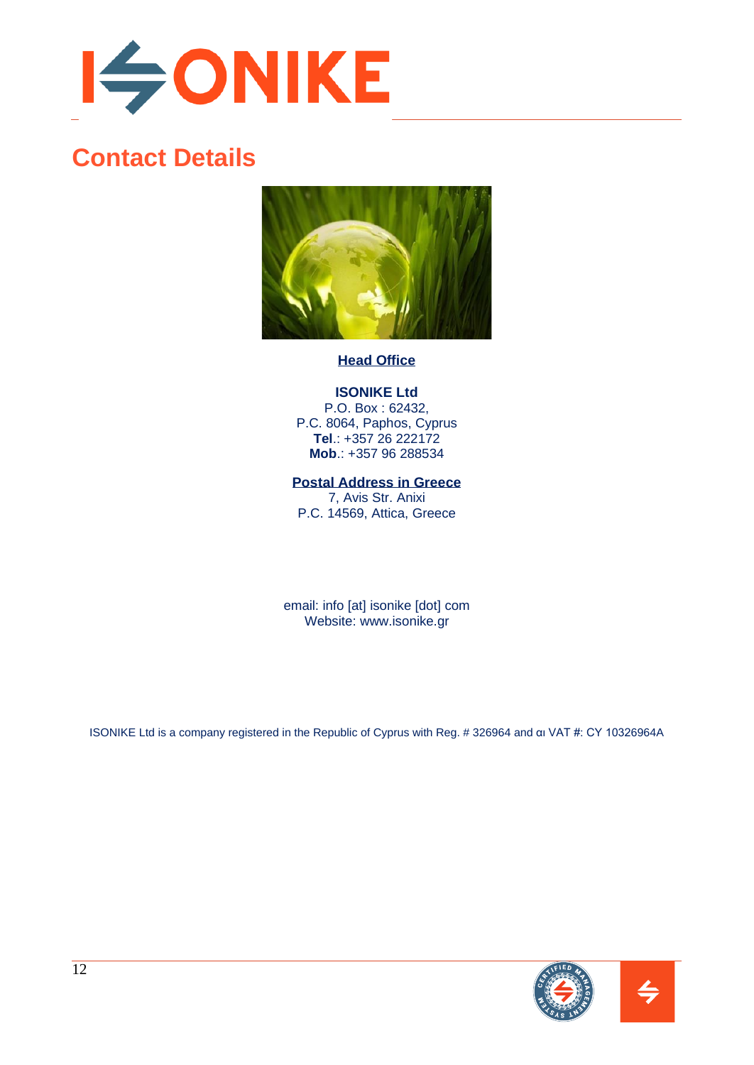# Contact Details

**Head Office**

**ISONIKE Ltd**
P.O. Box : 62432,
P.C. 8064, Paphos, Cyprus
**Tel**.: +357 26 222172
**Mob**.: +357 96 288534

**Postal Address in Greece**
7, Avis Str. Anixi
P.C. 14569, Attica, Greece

email: info [at] isonike [dot] com
Website: www.isonike.gr

ISONIKE Ltd is a company registered in the Republic of Cyprus with Reg. # 326964 and αι VAT #: CY 10326964A